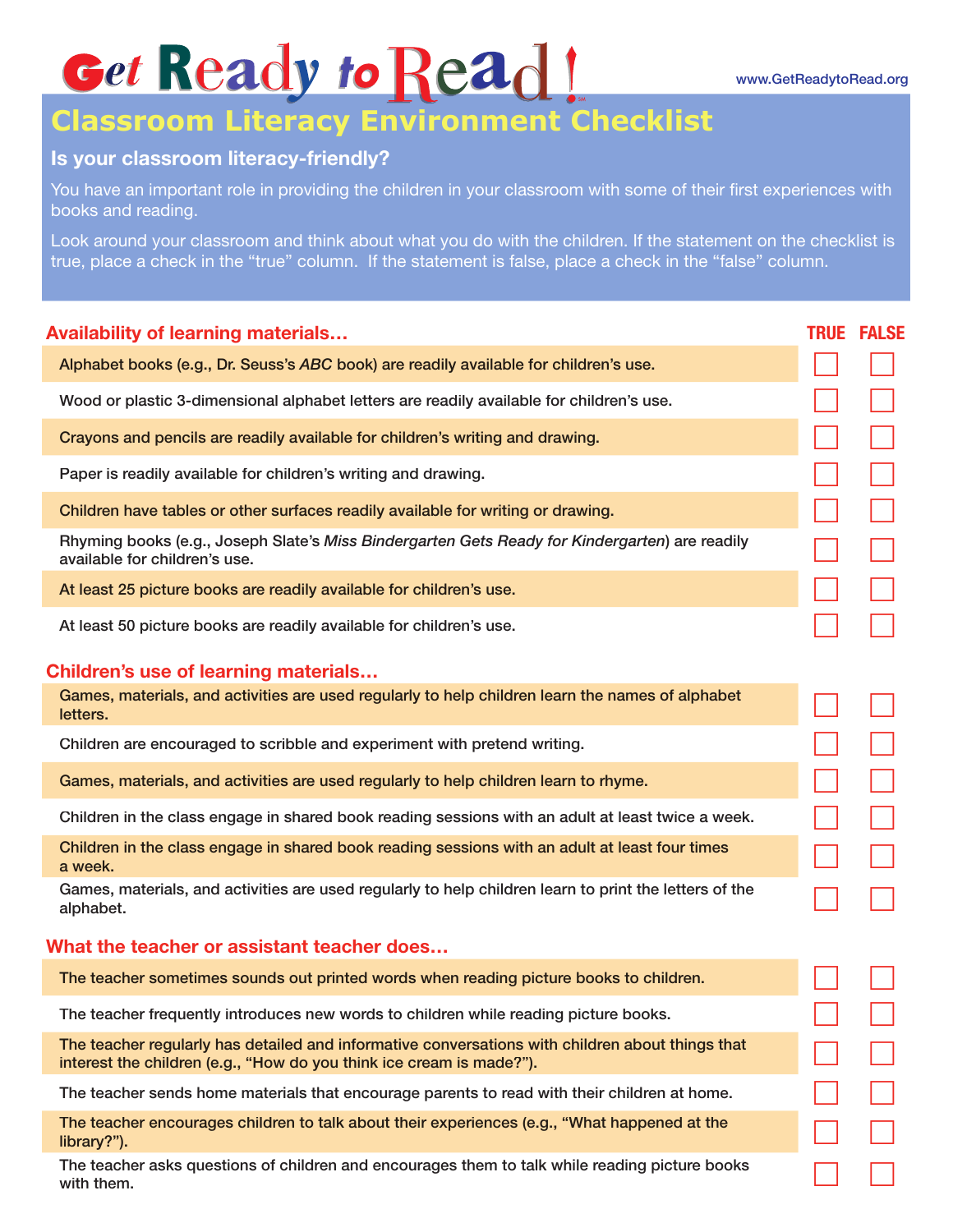# Get Ready to Read!

www.GetReadytoRead.org

## Classroom Literacy Environment Checklist

### Is your classroom literacy-friendly?

You have an important role in providing the children in your classroom with some of their first experiences with books and reading.

Look around your classroom and think about what you do with the children. If the statement on the checklist is true, place a check in the "true" column. If the statement is false, place a check in the "false" column.

| Availability of learning materials… | TRUE | FALSE |
|---|---|---|
| Alphabet books (e.g., Dr. Seuss's *ABC* book) are readily available for children's use. | ☐ | ☐ |
| Wood or plastic 3-dimensional alphabet letters are readily available for children's use. | ☐ | ☐ |
| Crayons and pencils are readily available for children's writing and drawing. | ☐ | ☐ |
| Paper is readily available for children's writing and drawing. | ☐ | ☐ |
| Children have tables or other surfaces readily available for writing or drawing. | ☐ | ☐ |
| Rhyming books (e.g., Joseph Slate's *Miss Bindergarten Gets Ready for Kindergarten*) are readily available for children's use. | ☐ | ☐ |
| At least 25 picture books are readily available for children's use. | ☐ | ☐ |
| At least 50 picture books are readily available for children's use. | ☐ | ☐ |

| Children's use of learning materials… | TRUE | FALSE |
|---|---|---|
| Games, materials, and activities are used regularly to help children learn the names of alphabet letters. | ☐ | ☐ |
| Children are encouraged to scribble and experiment with pretend writing. | ☐ | ☐ |
| Games, materials, and activities are used regularly to help children learn to rhyme. | ☐ | ☐ |
| Children in the class engage in shared book reading sessions with an adult at least twice a week. | ☐ | ☐ |
| Children in the class engage in shared book reading sessions with an adult at least four times a week. | ☐ | ☐ |
| Games, materials, and activities are used regularly to help children learn to print the letters of the alphabet. | ☐ | ☐ |

| What the teacher or assistant teacher does… | TRUE | FALSE |
|---|---|---|
| The teacher sometimes sounds out printed words when reading picture books to children. | ☐ | ☐ |
| The teacher frequently introduces new words to children while reading picture books. | ☐ | ☐ |
| The teacher regularly has detailed and informative conversations with children about things that interest the children (e.g., "How do you think ice cream is made?"). | ☐ | ☐ |
| The teacher sends home materials that encourage parents to read with their children at home. | ☐ | ☐ |
| The teacher encourages children to talk about their experiences (e.g., "What happened at the library?"). | ☐ | ☐ |
| The teacher asks questions of children and encourages them to talk while reading picture books with them. | ☐ | ☐ |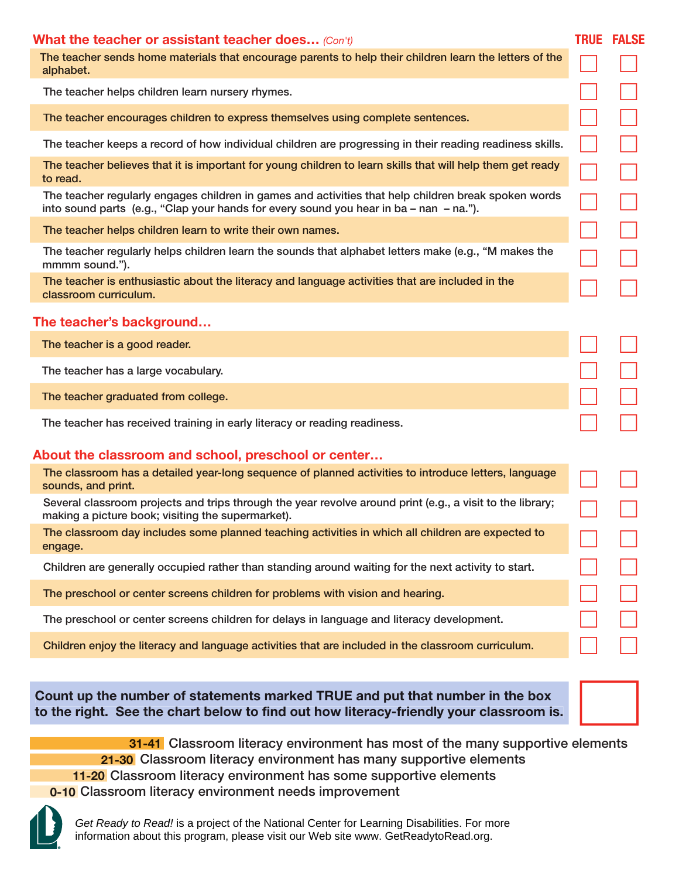## What the teacher or assistant teacher does… *(Con't)*

| | TRUE | FALSE |
|---|---|---|
| The teacher sends home materials that encourage parents to help their children learn the letters of the alphabet. | ☐ | ☐ |
| The teacher helps children learn nursery rhymes. | ☐ | ☐ |
| The teacher encourages children to express themselves using complete sentences. | ☐ | ☐ |
| The teacher keeps a record of how individual children are progressing in their reading readiness skills. | ☐ | ☐ |
| The teacher believes that it is important for young children to learn skills that will help them get ready to read. | ☐ | ☐ |
| The teacher regularly engages children in games and activities that help children break spoken words into sound parts (e.g., "Clap your hands for every sound you hear in ba – nan – na."). | ☐ | ☐ |
| The teacher helps children learn to write their own names. | ☐ | ☐ |
| The teacher regularly helps children learn the sounds that alphabet letters make (e.g., "M makes the mmmm sound."). | ☐ | ☐ |
| The teacher is enthusiastic about the literacy and language activities that are included in the classroom curriculum. | ☐ | ☐ |

## The teacher's background…

| | TRUE | FALSE |
|---|---|---|
| The teacher is a good reader. | ☐ | ☐ |
| The teacher has a large vocabulary. | ☐ | ☐ |
| The teacher graduated from college. | ☐ | ☐ |
| The teacher has received training in early literacy or reading readiness. | ☐ | ☐ |

## About the classroom and school, preschool or center…

| | TRUE | FALSE |
|---|---|---|
| The classroom has a detailed year-long sequence of planned activities to introduce letters, language sounds, and print. | ☐ | ☐ |
| Several classroom projects and trips through the year revolve around print (e.g., a visit to the library; making a picture book; visiting the supermarket). | ☐ | ☐ |
| The classroom day includes some planned teaching activities in which all children are expected to engage. | ☐ | ☐ |
| Children are generally occupied rather than standing around waiting for the next activity to start. | ☐ | ☐ |
| The preschool or center screens children for problems with vision and hearing. | ☐ | ☐ |
| The preschool or center screens children for delays in language and literacy development. | ☐ | ☐ |
| Children enjoy the literacy and language activities that are included in the classroom curriculum. | ☐ | ☐ |

**Count up the number of statements marked TRUE and put that number in the box to the right. See the chart below to find out how literacy-friendly your classroom is.** ☐

**31-41** Classroom literacy environment has most of the many supportive elements
**21-30** Classroom literacy environment has many supportive elements
**11-20** Classroom literacy environment has some supportive elements
**0-10** Classroom literacy environment needs improvement

*Get Ready to Read!* is a project of the National Center for Learning Disabilities. For more information about this program, please visit our Web site www. GetReadytoRead.org.